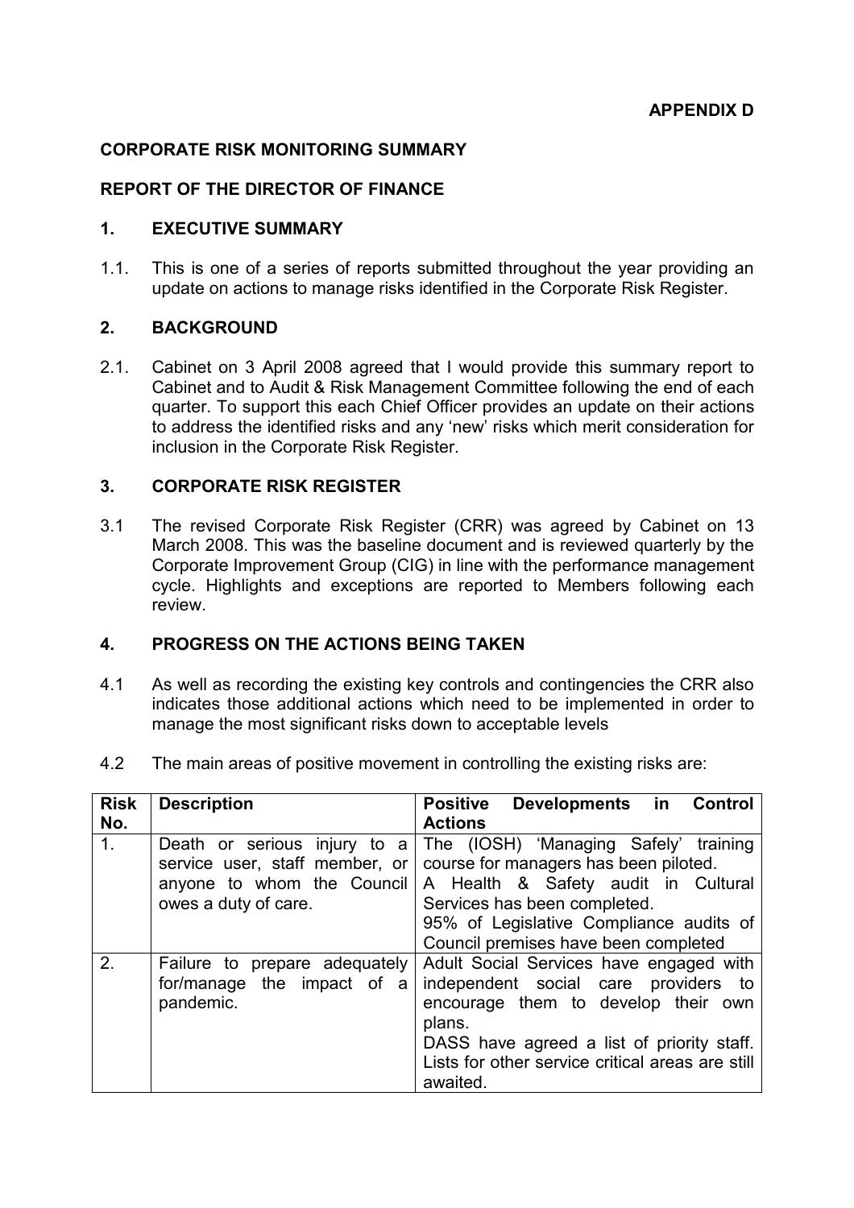**APPENDIX D**

**CORPORATE RISK MONITORING SUMMARY**

**REPORT OF THE DIRECTOR OF FINANCE**

## 1. EXECUTIVE SUMMARY

1.1. This is one of a series of reports submitted throughout the year providing an update on actions to manage risks identified in the Corporate Risk Register.

## 2. BACKGROUND

2.1. Cabinet on 3 April 2008 agreed that I would provide this summary report to Cabinet and to Audit & Risk Management Committee following the end of each quarter. To support this each Chief Officer provides an update on their actions to address the identified risks and any 'new' risks which merit consideration for inclusion in the Corporate Risk Register.

## 3. CORPORATE RISK REGISTER

3.1 The revised Corporate Risk Register (CRR) was agreed by Cabinet on 13 March 2008. This was the baseline document and is reviewed quarterly by the Corporate Improvement Group (CIG) in line with the performance management cycle. Highlights and exceptions are reported to Members following each review.

## 4. PROGRESS ON THE ACTIONS BEING TAKEN

4.1 As well as recording the existing key controls and contingencies the CRR also indicates those additional actions which need to be implemented in order to manage the most significant risks down to acceptable levels

4.2 The main areas of positive movement in controlling the existing risks are:

| Risk No. | Description | Positive Developments in Control Actions |
|---|---|---|
| 1. | Death or serious injury to a service user, staff member, or anyone to whom the Council owes a duty of care. | The (IOSH) 'Managing Safely' training course for managers has been piloted.<br>A Health & Safety audit in Cultural Services has been completed.<br>95% of Legislative Compliance audits of Council premises have been completed |
| 2. | Failure to prepare adequately for/manage the impact of a pandemic. | Adult Social Services have engaged with independent social care providers to encourage them to develop their own plans.<br>DASS have agreed a list of priority staff. Lists for other service critical areas are still awaited. |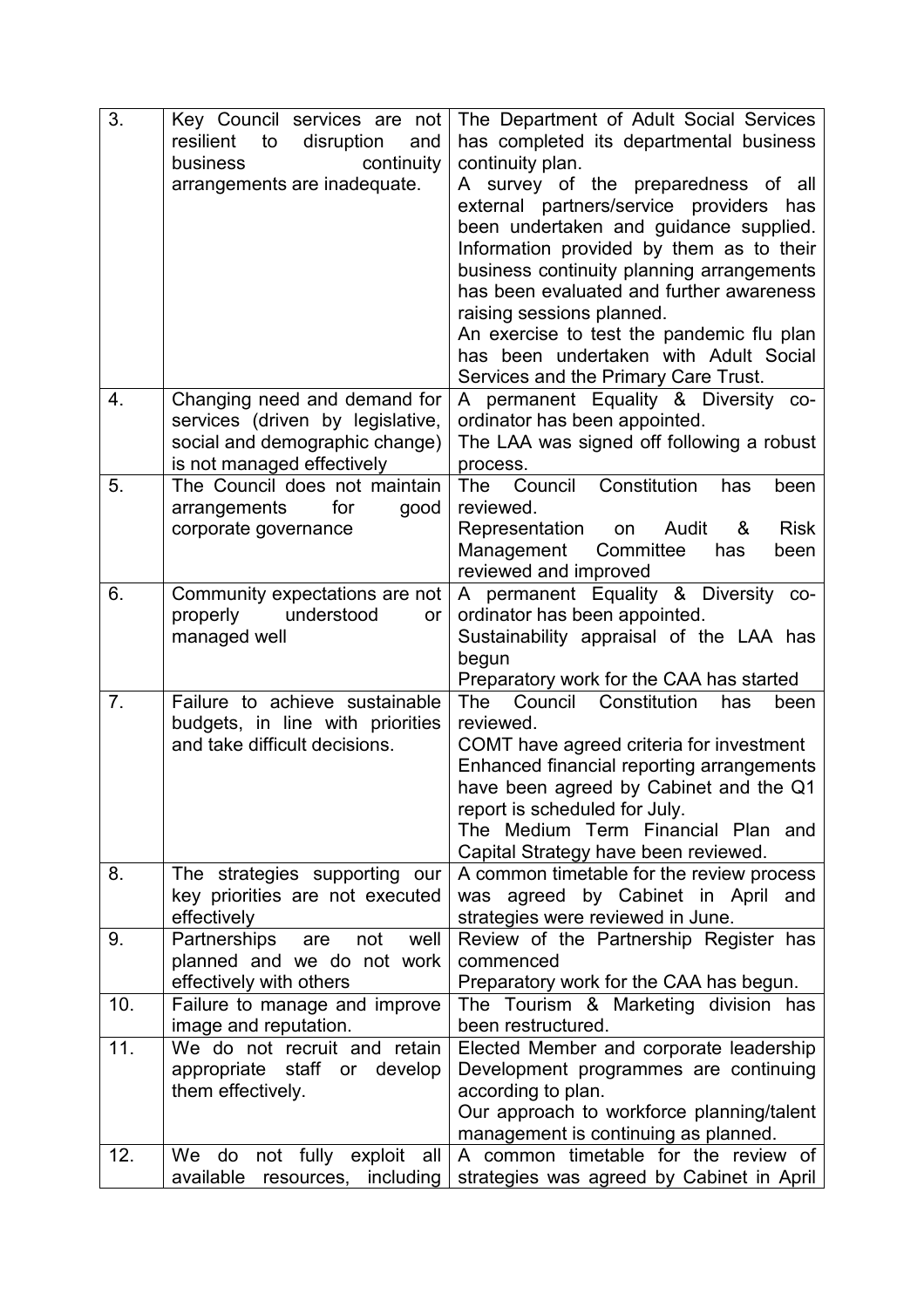| | | |
|---|---|---|
| 3. | Key Council services are not resilient to disruption and business continuity arrangements are inadequate. | The Department of Adult Social Services has completed its departmental business continuity plan.<br>A survey of the preparedness of all external partners/service providers has been undertaken and guidance supplied. Information provided by them as to their business continuity planning arrangements has been evaluated and further awareness raising sessions planned.<br>An exercise to test the pandemic flu plan has been undertaken with Adult Social Services and the Primary Care Trust. |
| 4. | Changing need and demand for services (driven by legislative, social and demographic change) is not managed effectively | A permanent Equality & Diversity co-ordinator has been appointed.<br>The LAA was signed off following a robust process. |
| 5. | The Council does not maintain arrangements for good corporate governance | The Council Constitution has been reviewed.<br>Representation on Audit & Risk Management Committee has been reviewed and improved |
| 6. | Community expectations are not properly understood or managed well | A permanent Equality & Diversity co-ordinator has been appointed.<br>Sustainability appraisal of the LAA has begun<br>Preparatory work for the CAA has started |
| 7. | Failure to achieve sustainable budgets, in line with priorities and take difficult decisions. | The Council Constitution has been reviewed.<br>COMT have agreed criteria for investment<br>Enhanced financial reporting arrangements have been agreed by Cabinet and the Q1 report is scheduled for July.<br>The Medium Term Financial Plan and Capital Strategy have been reviewed. |
| 8. | The strategies supporting our key priorities are not executed effectively | A common timetable for the review process was agreed by Cabinet in April and strategies were reviewed in June. |
| 9. | Partnerships are not well planned and we do not work effectively with others | Review of the Partnership Register has commenced<br>Preparatory work for the CAA has begun. |
| 10. | Failure to manage and improve image and reputation. | The Tourism & Marketing division has been restructured. |
| 11. | We do not recruit and retain appropriate staff or develop them effectively. | Elected Member and corporate leadership Development programmes are continuing according to plan.<br>Our approach to workforce planning/talent management is continuing as planned. |
| 12. | We do not fully exploit all available resources, including | A common timetable for the review of strategies was agreed by Cabinet in April |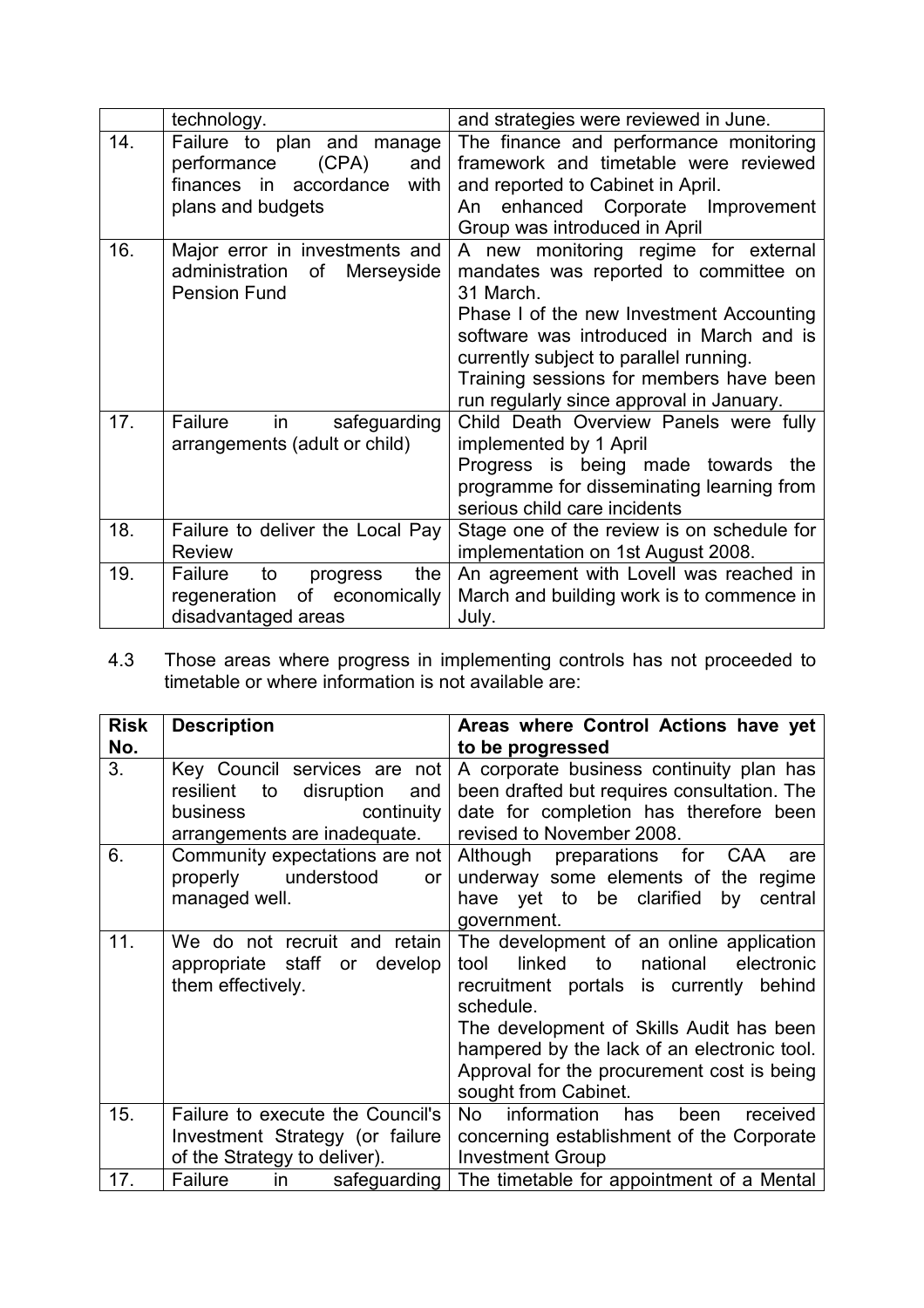|  | technology. | and strategies were reviewed in June. |
|---|---|---|
| 14. | Failure to plan and manage performance (CPA) and finances in accordance with plans and budgets | The finance and performance monitoring framework and timetable were reviewed and reported to Cabinet in April.<br>An enhanced Corporate Improvement Group was introduced in April |
| 16. | Major error in investments and administration of Merseyside Pension Fund | A new monitoring regime for external mandates was reported to committee on 31 March.<br>Phase I of the new Investment Accounting software was introduced in March and is currently subject to parallel running.<br>Training sessions for members have been run regularly since approval in January. |
| 17. | Failure in safeguarding arrangements (adult or child) | Child Death Overview Panels were fully implemented by 1 April<br>Progress is being made towards the programme for disseminating learning from serious child care incidents |
| 18. | Failure to deliver the Local Pay Review | Stage one of the review is on schedule for implementation on 1st August 2008. |
| 19. | Failure to progress the regeneration of economically disadvantaged areas | An agreement with Lovell was reached in March and building work is to commence in July. |

4.3 Those areas where progress in implementing controls has not proceeded to timetable or where information is not available are:

| Risk No. | Description | Areas where Control Actions have yet to be progressed |
|---|---|---|
| 3. | Key Council services are not resilient to disruption and business continuity arrangements are inadequate. | A corporate business continuity plan has been drafted but requires consultation. The date for completion has therefore been revised to November 2008. |
| 6. | Community expectations are not properly understood or managed well. | Although preparations for CAA are underway some elements of the regime have yet to be clarified by central government. |
| 11. | We do not recruit and retain appropriate staff or develop them effectively. | The development of an online application tool linked to national electronic recruitment portals is currently behind schedule.<br>The development of Skills Audit has been hampered by the lack of an electronic tool. Approval for the procurement cost is being sought from Cabinet. |
| 15. | Failure to execute the Council's Investment Strategy (or failure of the Strategy to deliver). | No information has been received concerning establishment of the Corporate Investment Group |
| 17. | Failure in safeguarding | The timetable for appointment of a Mental |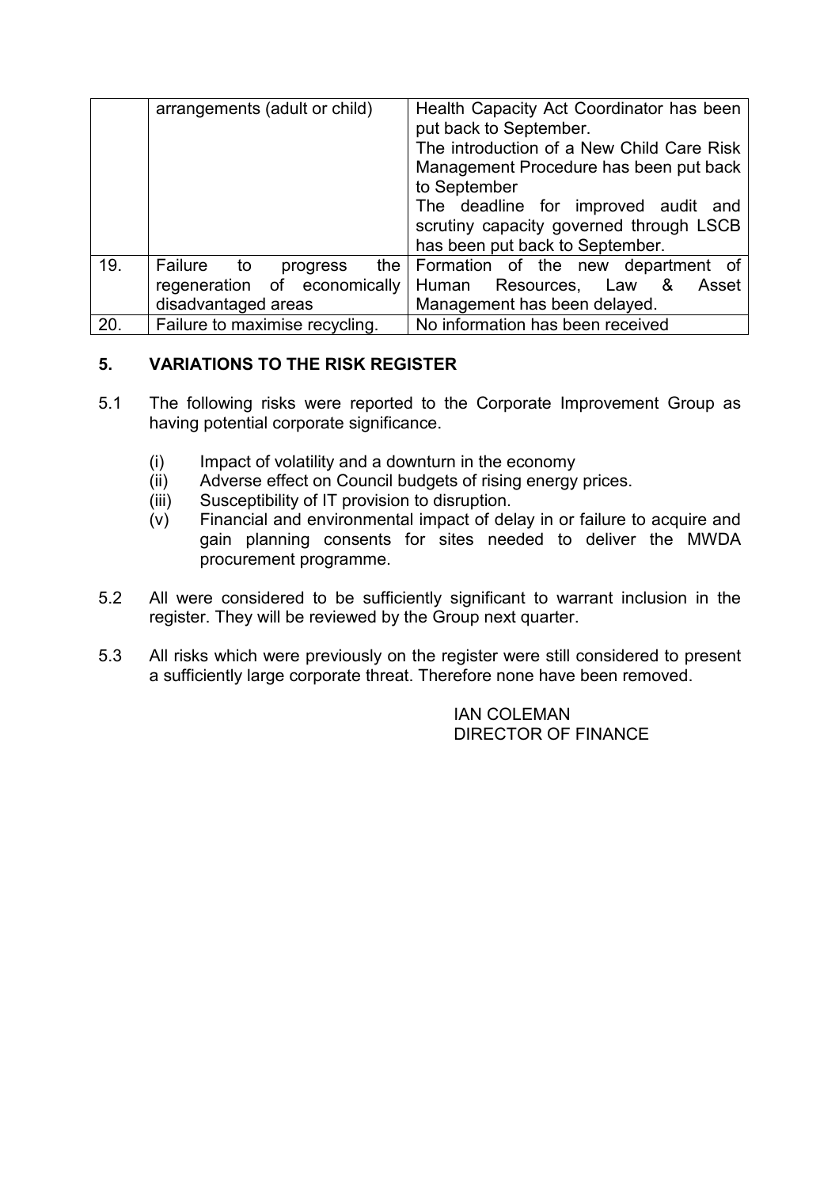|  |  |  |
|---|---|---|
|  | arrangements (adult or child) | Health Capacity Act Coordinator has been put back to September. The introduction of a New Child Care Risk Management Procedure has been put back to September The deadline for improved audit and scrutiny capacity governed through LSCB has been put back to September. |
| 19. | Failure to progress the regeneration of economically disadvantaged areas | Formation of the new department of Human Resources, Law & Asset Management has been delayed. |
| 20. | Failure to maximise recycling. | No information has been received |

## 5. VARIATIONS TO THE RISK REGISTER

5.1 The following risks were reported to the Corporate Improvement Group as having potential corporate significance.

- (i) Impact of volatility and a downturn in the economy
- (ii) Adverse effect on Council budgets of rising energy prices.
- (iii) Susceptibility of IT provision to disruption.
- (v) Financial and environmental impact of delay in or failure to acquire and gain planning consents for sites needed to deliver the MWDA procurement programme.

5.2 All were considered to be sufficiently significant to warrant inclusion in the register. They will be reviewed by the Group next quarter.

5.3 All risks which were previously on the register were still considered to present a sufficiently large corporate threat. Therefore none have been removed.

IAN COLEMAN
DIRECTOR OF FINANCE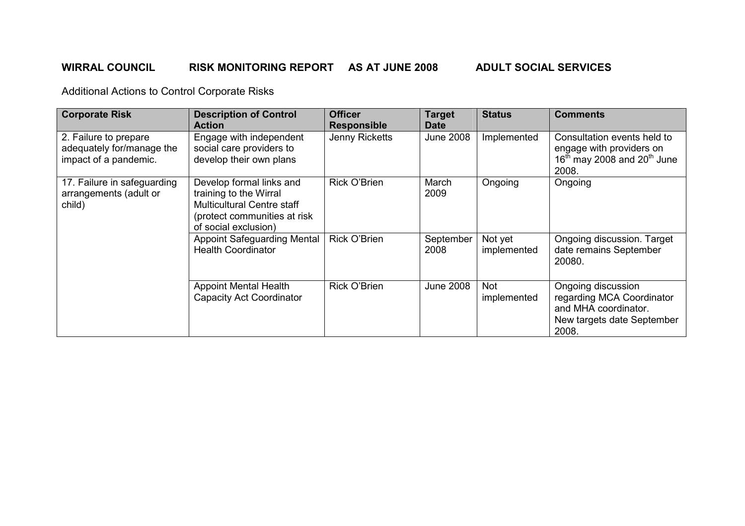**WIRRAL COUNCIL RISK MONITORING REPORT AS AT JUNE 2008 ADULT SOCIAL SERVICES**

Additional Actions to Control Corporate Risks

| Corporate Risk | Description of Control Action | Officer Responsible | Target Date | Status | Comments |
|---|---|---|---|---|---|
| 2. Failure to prepare adequately for/manage the impact of a pandemic. | Engage with independent social care providers to develop their own plans | Jenny Ricketts | June 2008 | Implemented | Consultation events held to engage with providers on 16th may 2008 and 20th June 2008. |
| 17. Failure in safeguarding arrangements (adult or child) | Develop formal links and training to the Wirral Multicultural Centre staff (protect communities at risk of social exclusion) | Rick O'Brien | March 2009 | Ongoing | Ongoing |
| | Appoint Safeguarding Mental Health Coordinator | Rick O'Brien | September 2008 | Not yet implemented | Ongoing discussion. Target date remains September 20080. |
| | Appoint Mental Health Capacity Act Coordinator | Rick O'Brien | June 2008 | Not implemented | Ongoing discussion regarding MCA Coordinator and MHA coordinator. New targets date September 2008. |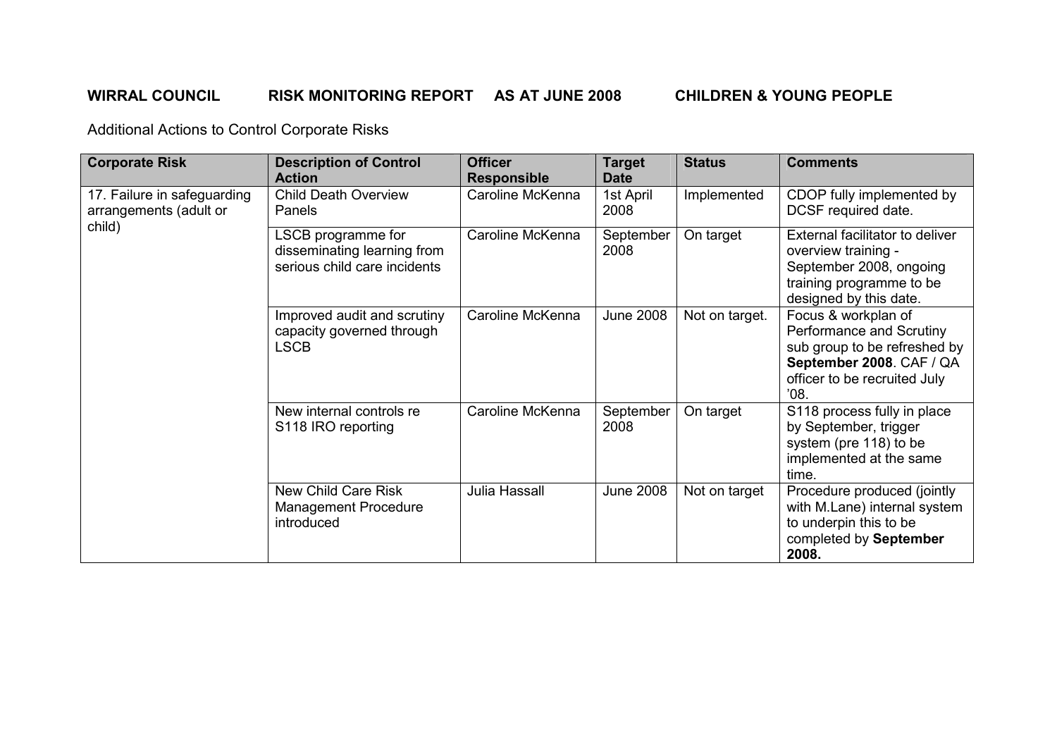**WIRRAL COUNCIL RISK MONITORING REPORT AS AT JUNE 2008 CHILDREN & YOUNG PEOPLE**

Additional Actions to Control Corporate Risks

| Corporate Risk | Description of Control Action | Officer Responsible | Target Date | Status | Comments |
|---|---|---|---|---|---|
| 17. Failure in safeguarding arrangements (adult or child) | Child Death Overview Panels | Caroline McKenna | 1st April 2008 | Implemented | CDOP fully implemented by DCSF required date. |
| | LSCB programme for disseminating learning from serious child care incidents | Caroline McKenna | September 2008 | On target | External facilitator to deliver overview training - September 2008, ongoing training programme to be designed by this date. |
| | Improved audit and scrutiny capacity governed through LSCB | Caroline McKenna | June 2008 | Not on target. | Focus & workplan of Performance and Scrutiny sub group to be refreshed by **September 2008**. CAF / QA officer to be recruited July '08. |
| | New internal controls re S118 IRO reporting | Caroline McKenna | September 2008 | On target | S118 process fully in place by September, trigger system (pre 118) to be implemented at the same time. |
| | New Child Care Risk Management Procedure introduced | Julia Hassall | June 2008 | Not on target | Procedure produced (jointly with M.Lane) internal system to underpin this to be completed by **September 2008.** |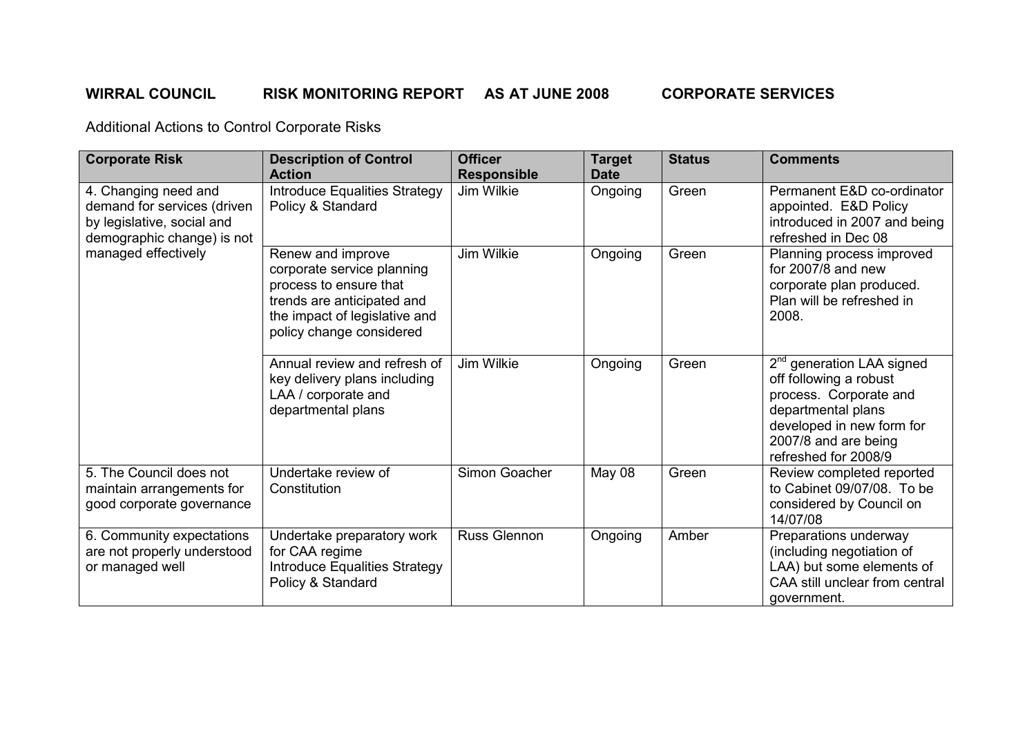**WIRRAL COUNCIL RISK MONITORING REPORT AS AT JUNE 2008 CORPORATE SERVICES**

Additional Actions to Control Corporate Risks

| Corporate Risk | Description of Control Action | Officer Responsible | Target Date | Status | Comments |
|---|---|---|---|---|---|
| 4. Changing need and demand for services (driven by legislative, social and demographic change) is not managed effectively | Introduce Equalities Strategy Policy & Standard | Jim Wilkie | Ongoing | Green | Permanent E&D co-ordinator appointed. E&D Policy introduced in 2007 and being refreshed in Dec 08 |
| | Renew and improve corporate service planning process to ensure that trends are anticipated and the impact of legislative and policy change considered | Jim Wilkie | Ongoing | Green | Planning process improved for 2007/8 and new corporate plan produced. Plan will be refreshed in 2008. |
| | Annual review and refresh of key delivery plans including LAA / corporate and departmental plans | Jim Wilkie | Ongoing | Green | 2nd generation LAA signed off following a robust process. Corporate and departmental plans developed in new form for 2007/8 and are being refreshed for 2008/9 |
| 5. The Council does not maintain arrangements for good corporate governance | Undertake review of Constitution | Simon Goacher | May 08 | Green | Review completed reported to Cabinet 09/07/08. To be considered by Council on 14/07/08 |
| 6. Community expectations are not properly understood or managed well | Undertake preparatory work for CAA regime<br>Introduce Equalities Strategy Policy & Standard | Russ Glennon | Ongoing | Amber | Preparations underway (including negotiation of LAA) but some elements of CAA still unclear from central government. |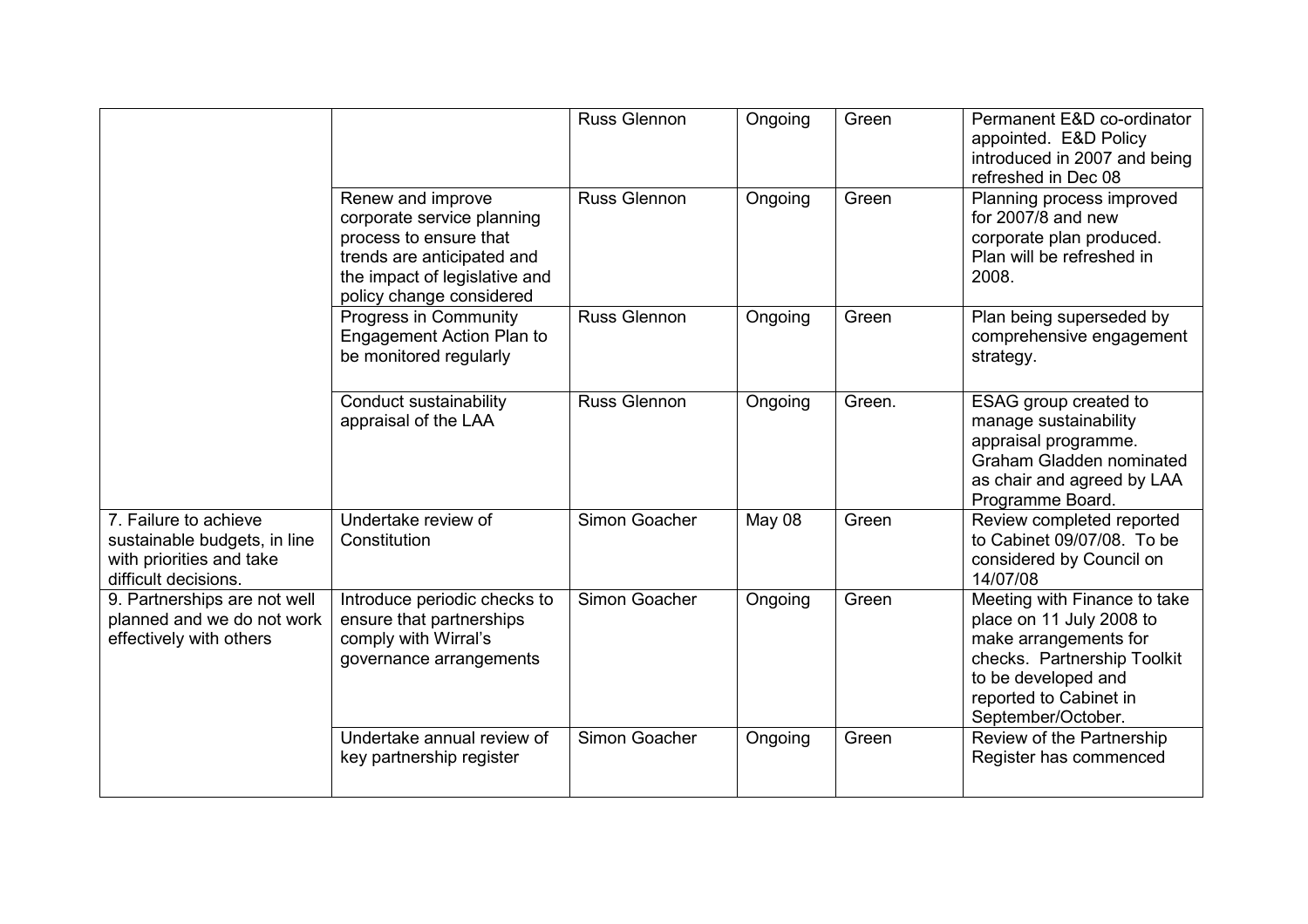| | | | | | |
|---|---|---|---|---|---|
| | | Russ Glennon | Ongoing | Green | Permanent E&D co-ordinator appointed. E&D Policy introduced in 2007 and being refreshed in Dec 08 |
| | Renew and improve corporate service planning process to ensure that trends are anticipated and the impact of legislative and policy change considered | Russ Glennon | Ongoing | Green | Planning process improved for 2007/8 and new corporate plan produced. Plan will be refreshed in 2008. |
| | Progress in Community Engagement Action Plan to be monitored regularly | Russ Glennon | Ongoing | Green | Plan being superseded by comprehensive engagement strategy. |
| | Conduct sustainability appraisal of the LAA | Russ Glennon | Ongoing | Green. | ESAG group created to manage sustainability appraisal programme. Graham Gladden nominated as chair and agreed by LAA Programme Board. |
| 7. Failure to achieve sustainable budgets, in line with priorities and take difficult decisions. | Undertake review of Constitution | Simon Goacher | May 08 | Green | Review completed reported to Cabinet 09/07/08. To be considered by Council on 14/07/08 |
| 9. Partnerships are not well planned and we do not work effectively with others | Introduce periodic checks to ensure that partnerships comply with Wirral's governance arrangements | Simon Goacher | Ongoing | Green | Meeting with Finance to take place on 11 July 2008 to make arrangements for checks. Partnership Toolkit to be developed and reported to Cabinet in September/October. |
| | Undertake annual review of key partnership register | Simon Goacher | Ongoing | Green | Review of the Partnership Register has commenced |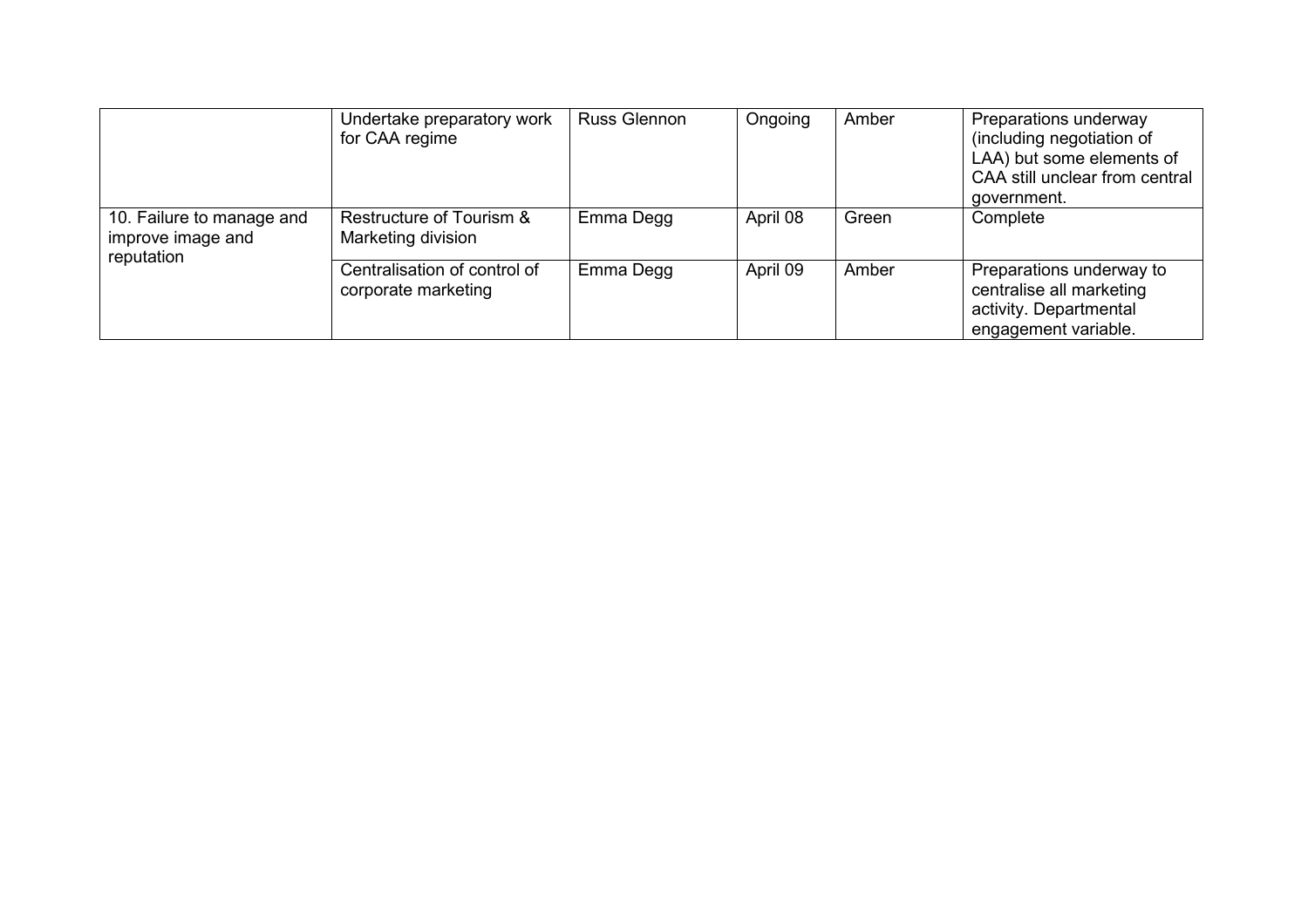| | | | | | |
|---|---|---|---|---|---|
| | Undertake preparatory work for CAA regime | Russ Glennon | Ongoing | Amber | Preparations underway (including negotiation of LAA) but some elements of CAA still unclear from central government. |
| 10. Failure to manage and improve image and reputation | Restructure of Tourism & Marketing division | Emma Degg | April 08 | Green | Complete |
| | Centralisation of control of corporate marketing | Emma Degg | April 09 | Amber | Preparations underway to centralise all marketing activity. Departmental engagement variable. |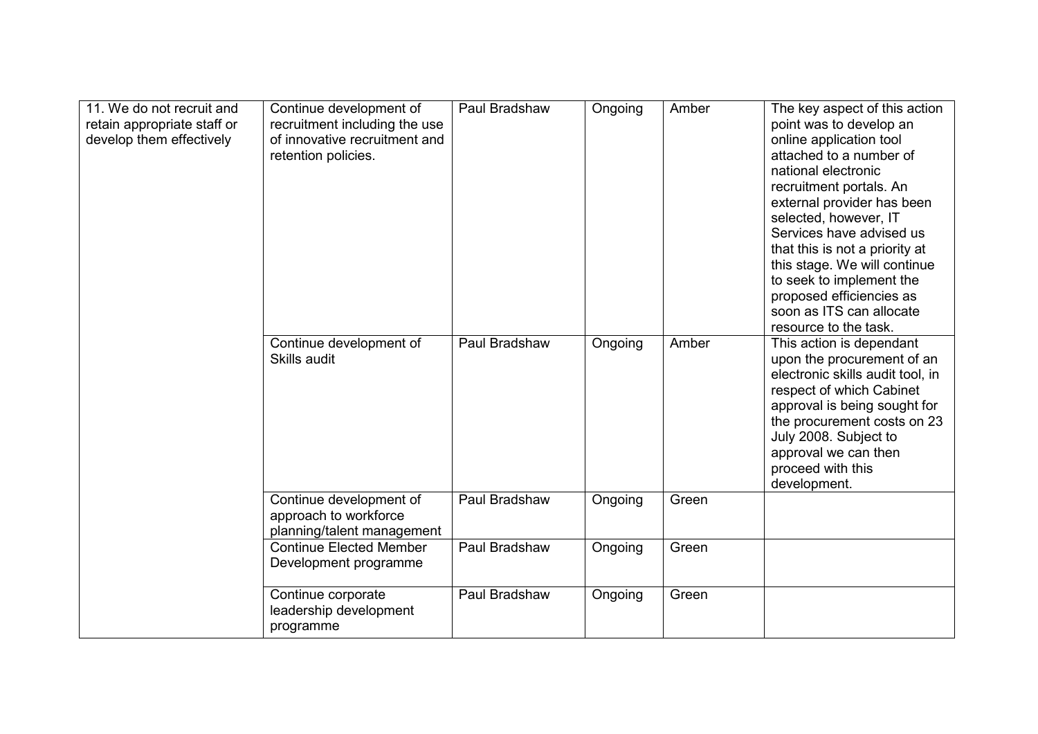| | | | | | |
|---|---|---|---|---|---|
| 11. We do not recruit and retain appropriate staff or develop them effectively | Continue development of recruitment including the use of innovative recruitment and retention policies. | Paul Bradshaw | Ongoing | Amber | The key aspect of this action point was to develop an online application tool attached to a number of national electronic recruitment portals. An external provider has been selected, however, IT Services have advised us that this is not a priority at this stage. We will continue to seek to implement the proposed efficiencies as soon as ITS can allocate resource to the task. |
| | Continue development of Skills audit | Paul Bradshaw | Ongoing | Amber | This action is dependant upon the procurement of an electronic skills audit tool, in respect of which Cabinet approval is being sought for the procurement costs on 23 July 2008. Subject to approval we can then proceed with this development. |
| | Continue development of approach to workforce planning/talent management | Paul Bradshaw | Ongoing | Green | |
| | Continue Elected Member Development programme | Paul Bradshaw | Ongoing | Green | |
| | Continue corporate leadership development programme | Paul Bradshaw | Ongoing | Green | |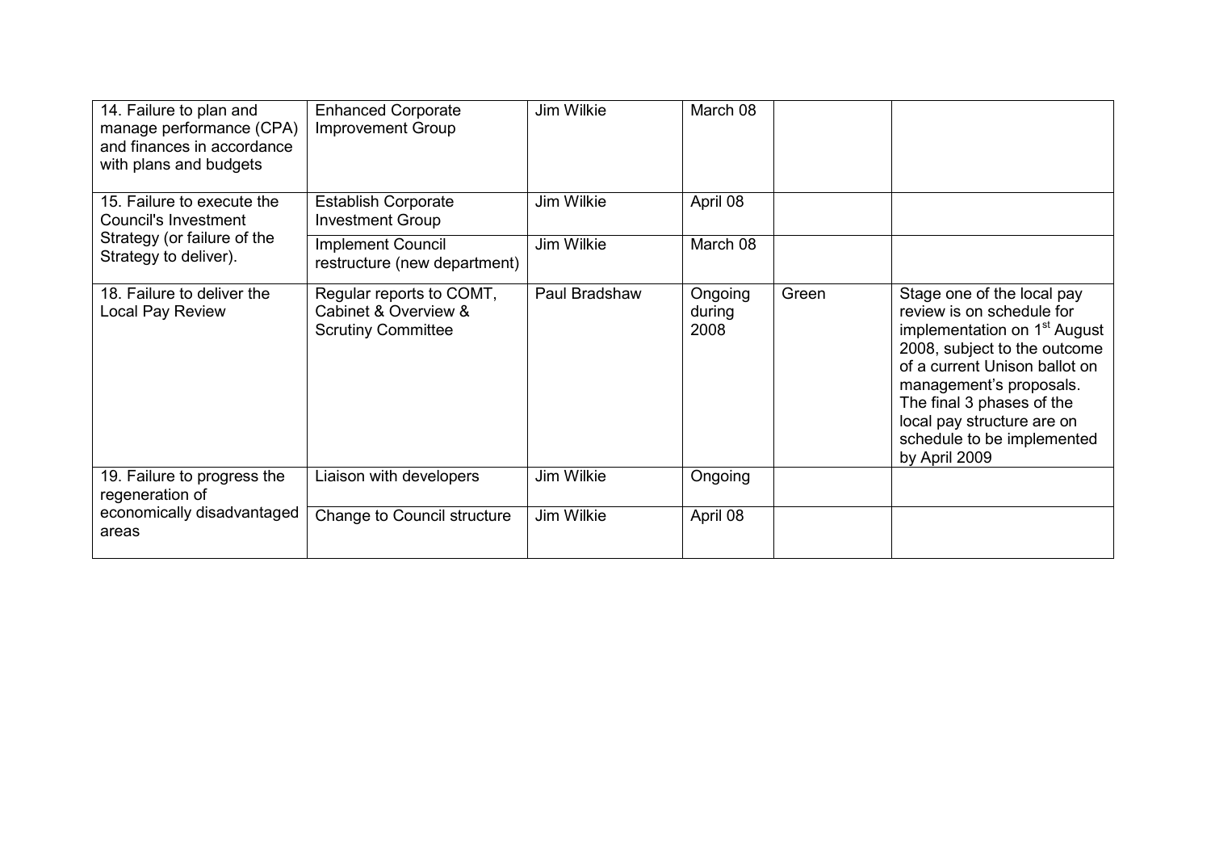| | | | | | |
|---|---|---|---|---|---|
| 14. Failure to plan and manage performance (CPA) and finances in accordance with plans and budgets | Enhanced Corporate Improvement Group | Jim Wilkie | March 08 | | |
| 15. Failure to execute the Council's Investment Strategy (or failure of the Strategy to deliver). | Establish Corporate Investment Group | Jim Wilkie | April 08 | | |
| | Implement Council restructure (new department) | Jim Wilkie | March 08 | | |
| 18. Failure to deliver the Local Pay Review | Regular reports to COMT, Cabinet & Overview & Scrutiny Committee | Paul Bradshaw | Ongoing during 2008 | Green | Stage one of the local pay review is on schedule for implementation on 1st August 2008, subject to the outcome of a current Unison ballot on management's proposals. The final 3 phases of the local pay structure are on schedule to be implemented by April 2009 |
| 19. Failure to progress the regeneration of economically disadvantaged areas | Liaison with developers | Jim Wilkie | Ongoing | | |
| | Change to Council structure | Jim Wilkie | April 08 | | |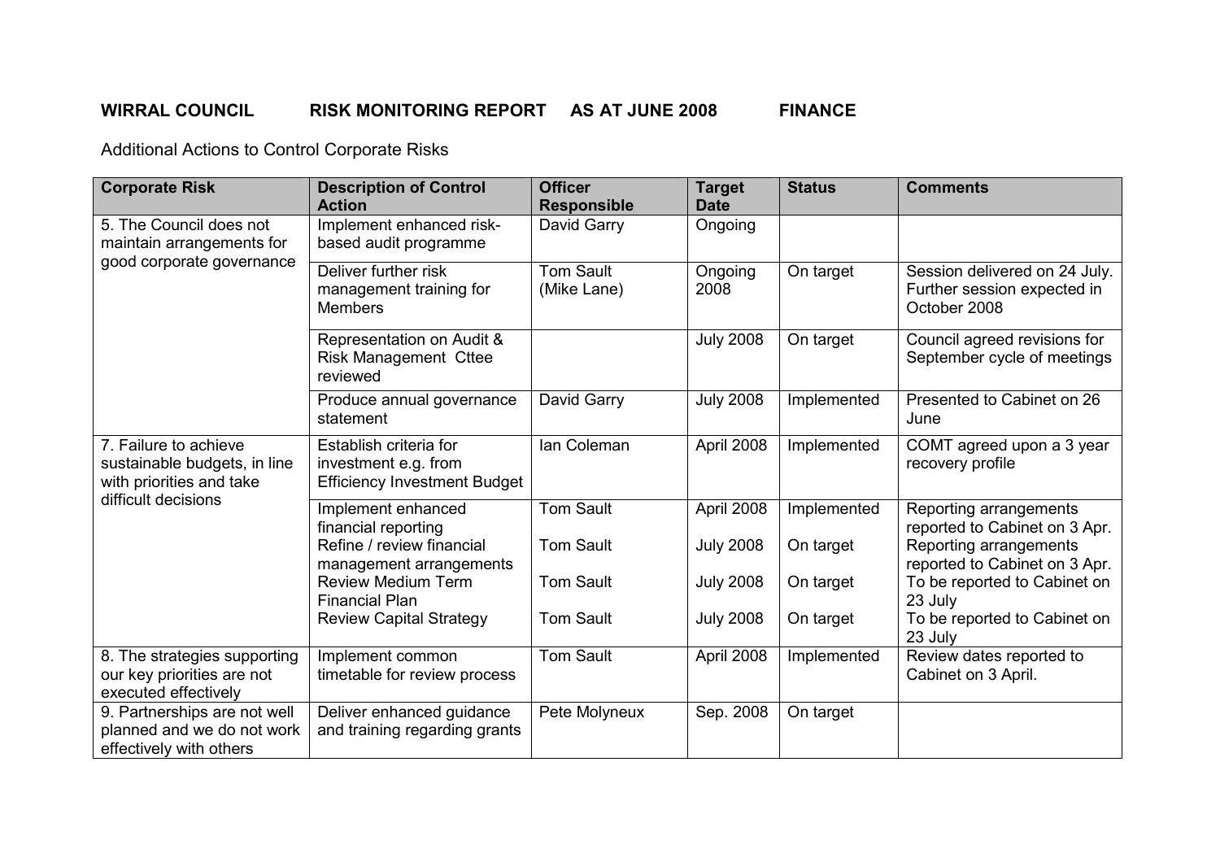**WIRRAL COUNCIL RISK MONITORING REPORT AS AT JUNE 2008 FINANCE**

Additional Actions to Control Corporate Risks

| Corporate Risk | Description of Control Action | Officer Responsible | Target Date | Status | Comments |
|---|---|---|---|---|---|
| 5. The Council does not maintain arrangements for good corporate governance | Implement enhanced risk-based audit programme | David Garry | Ongoing | | |
| | Deliver further risk management training for Members | Tom Sault (Mike Lane) | Ongoing 2008 | On target | Session delivered on 24 July. Further session expected in October 2008 |
| | Representation on Audit & Risk Management Cttee reviewed | | July 2008 | On target | Council agreed revisions for September cycle of meetings |
| | Produce annual governance statement | David Garry | July 2008 | Implemented | Presented to Cabinet on 26 June |
| 7. Failure to achieve sustainable budgets, in line with priorities and take difficult decisions | Establish criteria for investment e.g. from Efficiency Investment Budget | Ian Coleman | April 2008 | Implemented | COMT agreed upon a 3 year recovery profile |
| | Implement enhanced financial reporting | Tom Sault | April 2008 | Implemented | Reporting arrangements reported to Cabinet on 3 Apr. |
| | Refine / review financial management arrangements | Tom Sault | July 2008 | On target | Reporting arrangements reported to Cabinet on 3 Apr. |
| | Review Medium Term Financial Plan | Tom Sault | July 2008 | On target | To be reported to Cabinet on 23 July |
| | Review Capital Strategy | Tom Sault | July 2008 | On target | To be reported to Cabinet on 23 July |
| 8. The strategies supporting our key priorities are not executed effectively | Implement common timetable for review process | Tom Sault | April 2008 | Implemented | Review dates reported to Cabinet on 3 April. |
| 9. Partnerships are not well planned and we do not work effectively with others | Deliver enhanced guidance and training regarding grants | Pete Molyneux | Sep. 2008 | On target | |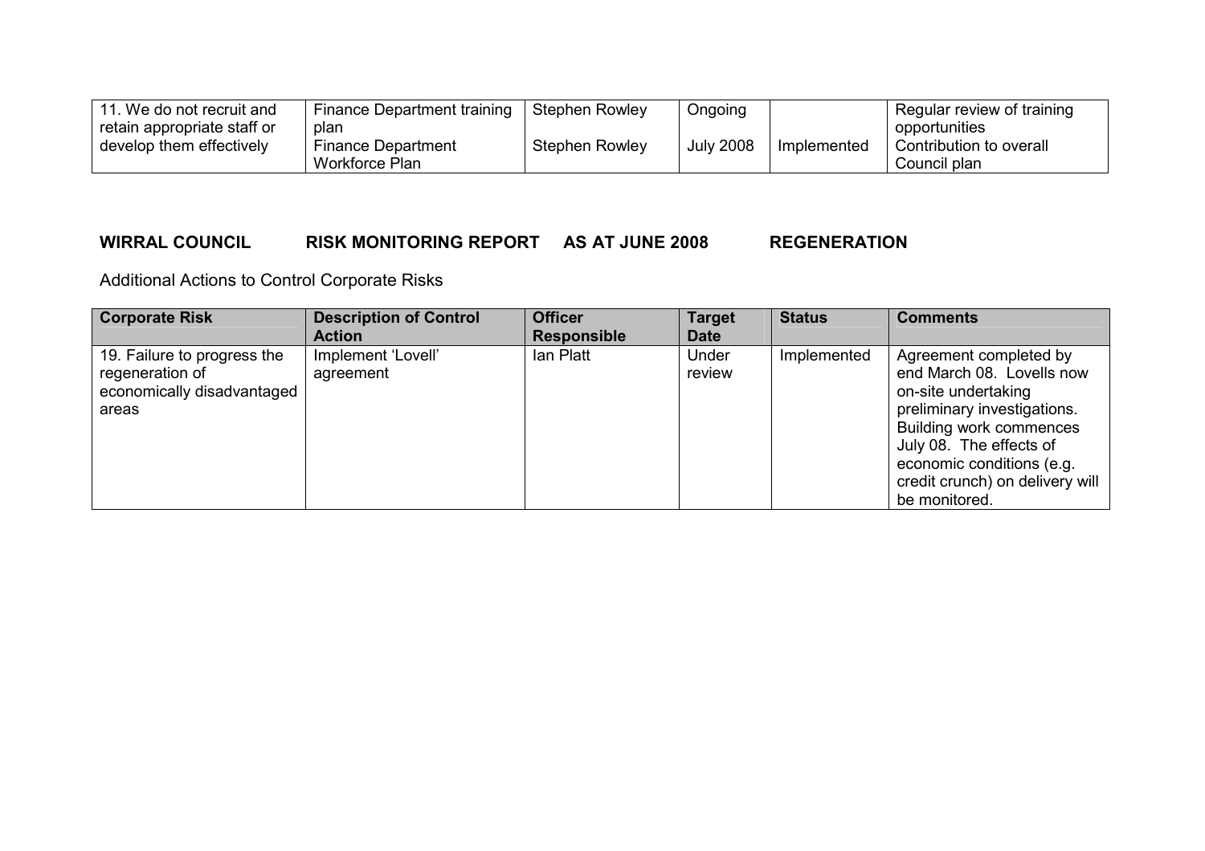| | | | | | |
|---|---|---|---|---|---|
| 11. We do not recruit and retain appropriate staff or develop them effectively | Finance Department training plan | Stephen Rowley | Ongoing | | Regular review of training opportunities |
| | Finance Department Workforce Plan | Stephen Rowley | July 2008 | Implemented | Contribution to overall Council plan |

**WIRRAL COUNCIL RISK MONITORING REPORT AS AT JUNE 2008 REGENERATION**

Additional Actions to Control Corporate Risks

| Corporate Risk | Description of Control Action | Officer Responsible | Target Date | Status | Comments |
|---|---|---|---|---|---|
| 19. Failure to progress the regeneration of economically disadvantaged areas | Implement 'Lovell' agreement | Ian Platt | Under review | Implemented | Agreement completed by end March 08. Lovells now on-site undertaking preliminary investigations. Building work commences July 08. The effects of economic conditions (e.g. credit crunch) on delivery will be monitored. |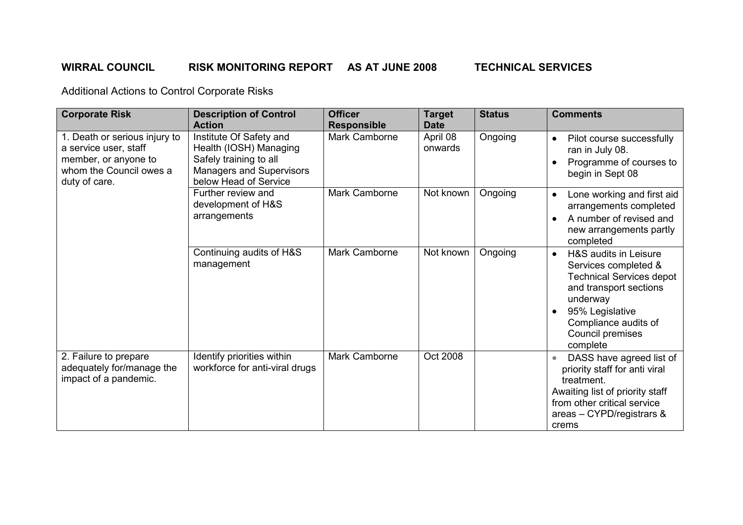**WIRRAL COUNCIL RISK MONITORING REPORT AS AT JUNE 2008 TECHNICAL SERVICES**

Additional Actions to Control Corporate Risks

| Corporate Risk | Description of Control Action | Officer Responsible | Target Date | Status | Comments |
|---|---|---|---|---|---|
| 1. Death or serious injury to a service user, staff member, or anyone to whom the Council owes a duty of care. | Institute Of Safety and Health (IOSH) Managing Safely training to all Managers and Supervisors below Head of Service | Mark Camborne | April 08 onwards | Ongoing | • Pilot course successfully ran in July 08.<br>• Programme of courses to begin in Sept 08 |
| | Further review and development of H&S arrangements | Mark Camborne | Not known | Ongoing | • Lone working and first aid arrangements completed<br>• A number of revised and new arrangements partly completed |
| | Continuing audits of H&S management | Mark Camborne | Not known | Ongoing | • H&S audits in Leisure Services completed & Technical Services depot and transport sections underway<br>• 95% Legislative Compliance audits of Council premises complete |
| 2. Failure to prepare adequately for/manage the impact of a pandemic. | Identify priorities within workforce for anti-viral drugs | Mark Camborne | Oct 2008 | | • DASS have agreed list of priority staff for anti viral treatment.<br>Awaiting list of priority staff from other critical service areas – CYPD/registrars & crems |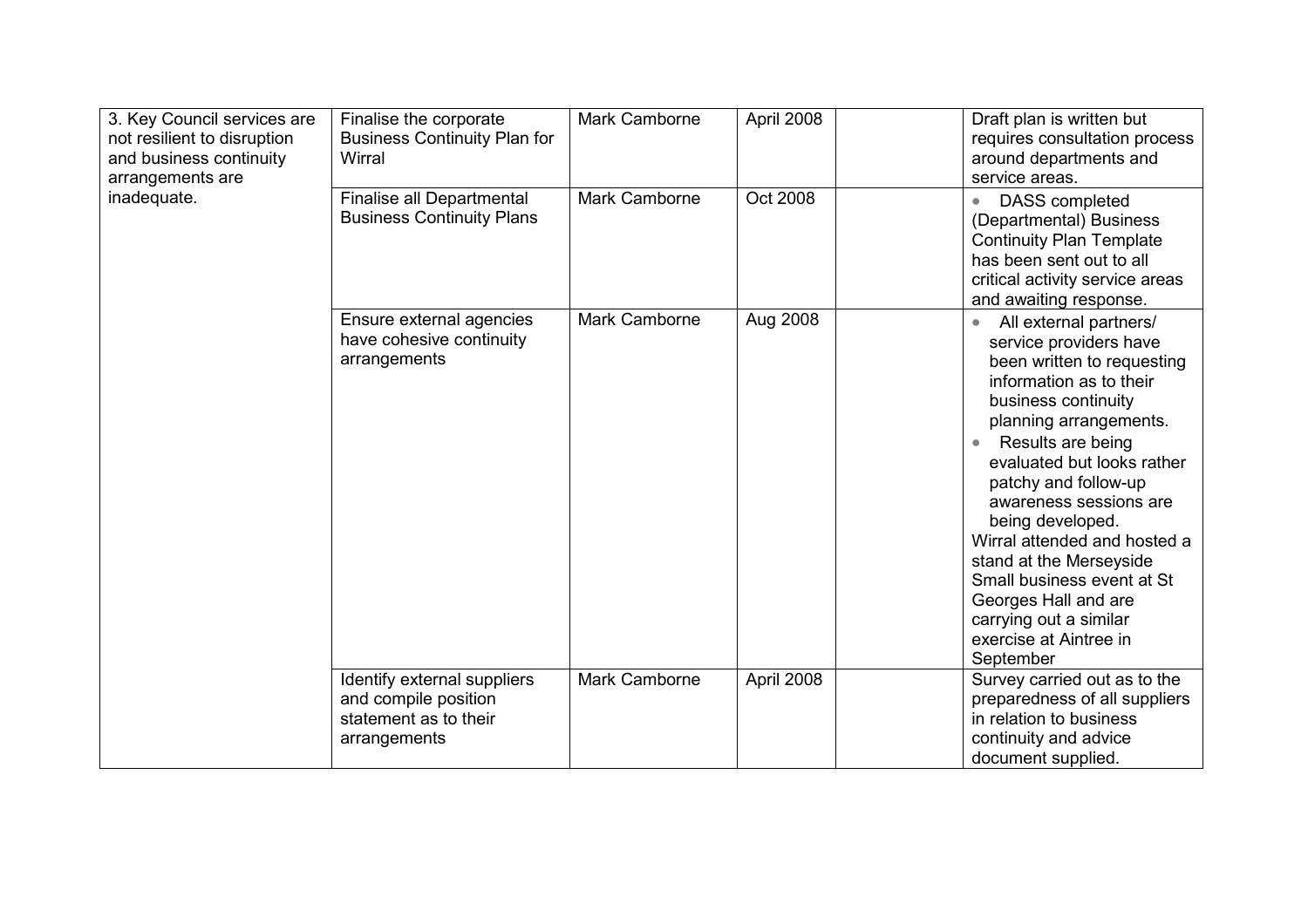| | | | | | |
|---|---|---|---|---|---|
| 3. Key Council services are not resilient to disruption and business continuity arrangements are inadequate. | Finalise the corporate Business Continuity Plan for Wirral | Mark Camborne | April 2008 | | Draft plan is written but requires consultation process around departments and service areas. |
| | Finalise all Departmental Business Continuity Plans | Mark Camborne | Oct 2008 | | • DASS completed (Departmental) Business Continuity Plan Template has been sent out to all critical activity service areas and awaiting response. |
| | Ensure external agencies have cohesive continuity arrangements | Mark Camborne | Aug 2008 | | • All external partners/ service providers have been written to requesting information as to their business continuity planning arrangements.<br>• Results are being evaluated but looks rather patchy and follow-up awareness sessions are being developed.<br>Wirral attended and hosted a stand at the Merseyside Small business event at St Georges Hall and are carrying out a similar exercise at Aintree in September |
| | Identify external suppliers and compile position statement as to their arrangements | Mark Camborne | April 2008 | | Survey carried out as to the preparedness of all suppliers in relation to business continuity and advice document supplied. |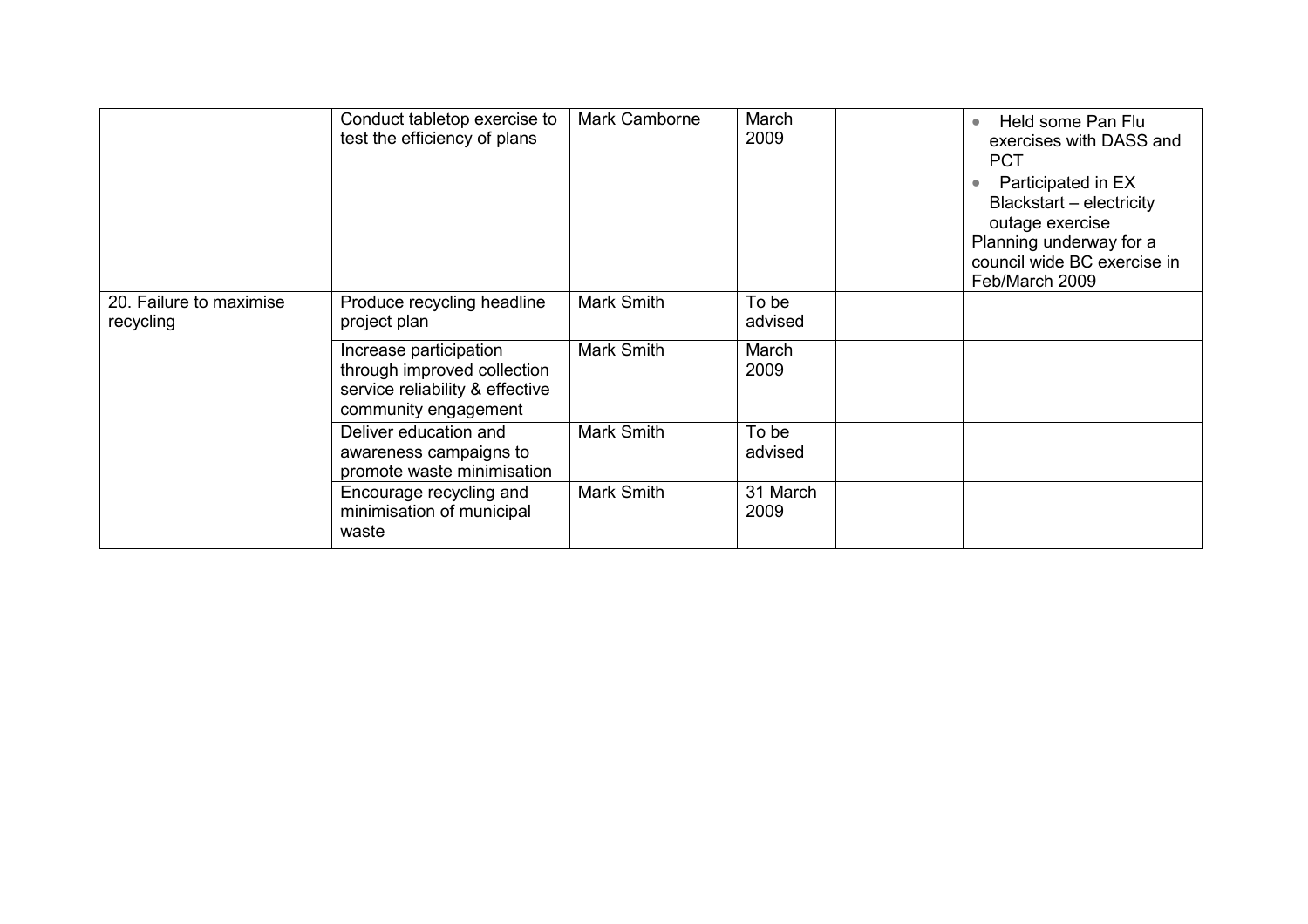| | | | | | |
|---|---|---|---|---|---|
| | Conduct tabletop exercise to test the efficiency of plans | Mark Camborne | March 2009 | | • Held some Pan Flu exercises with DASS and PCT<br>• Participated in EX Blackstart – electricity outage exercise<br>Planning underway for a council wide BC exercise in Feb/March 2009 |
| 20. Failure to maximise recycling | Produce recycling headline project plan | Mark Smith | To be advised | | |
| | Increase participation through improved collection service reliability & effective community engagement | Mark Smith | March 2009 | | |
| | Deliver education and awareness campaigns to promote waste minimisation | Mark Smith | To be advised | | |
| | Encourage recycling and minimisation of municipal waste | Mark Smith | 31 March 2009 | | |